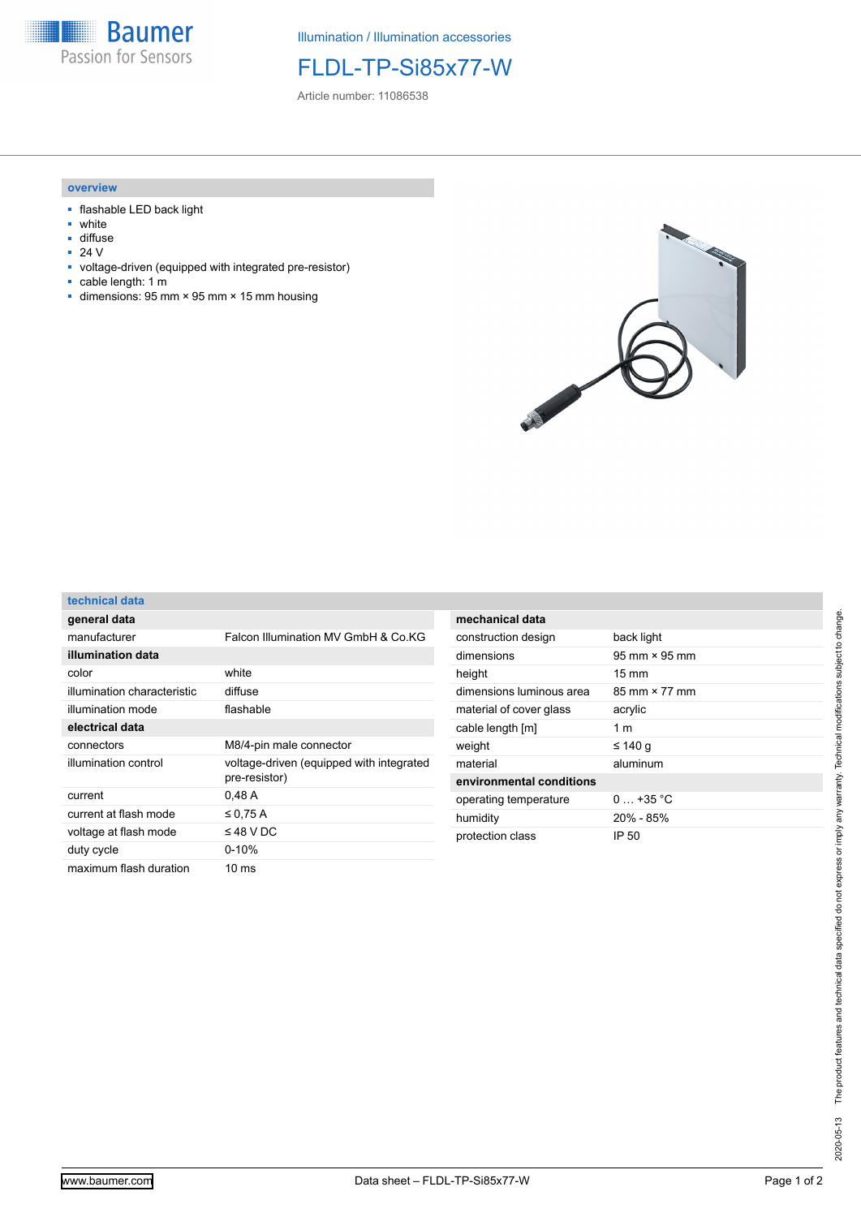Illumination / Illumination accessories

# FLDL-TP-Si85x77-W

Article number: 11086538

## overview

- flashable LED back light
- white
- diffuse
- 24 V
- voltage-driven (equipped with integrated pre-resistor)
- cable length: 1 m
- dimensions: 95 mm × 95 mm × 15 mm housing

## technical data

| **general data** | |
|---|---|
| manufacturer | Falcon Illumination MV GmbH & Co.KG |
| **illumination data** | |
| color | white |
| illumination characteristic | diffuse |
| illumination mode | flashable |
| **electrical data** | |
| connectors | M8/4-pin male connector |
| illumination control | voltage-driven (equipped with integrated pre-resistor) |
| current | 0,48 A |
| current at flash mode | ≤ 0,75 A |
| voltage at flash mode | ≤ 48 V DC |
| duty cycle | 0-10% |
| maximum flash duration | 10 ms |

| **mechanical data** | |
|---|---|
| construction design | back light |
| dimensions | 95 mm × 95 mm |
| height | 15 mm |
| dimensions luminous area | 85 mm × 77 mm |
| material of cover glass | acrylic |
| cable length [m] | 1 m |
| weight | ≤ 140 g |
| material | aluminum |
| **environmental conditions** | |
| operating temperature | 0 … +35 °C |
| humidity | 20% - 85% |
| protection class | IP 50 |

The product features and technical data specified do not express or imply any warranty. Technical modifications subject to change.
2020-05-13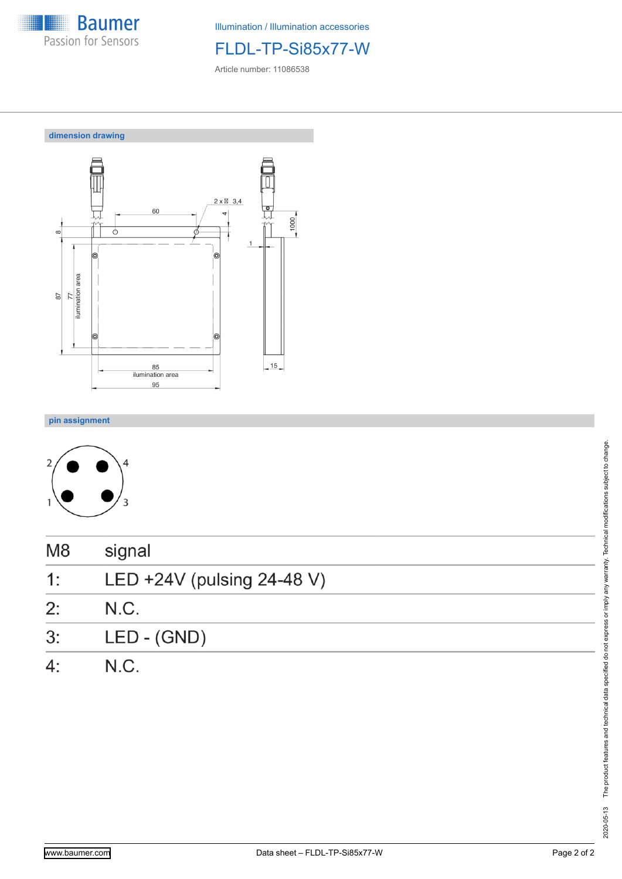Illumination / Illumination accessories

# FLDL-TP-Si85x77-W

Article number: 11086538

## dimension drawing

60

2 x ⌀ 3,4

4

8

87

77

ilumination area

1000

1

85

ilumination area

95

15

## pin assignment

2 4

1 3

| M8 | signal |
|---|---|
| 1: | LED +24V (pulsing 24-48 V) |
| 2: | N.C. |
| 3: | LED - (GND) |
| 4: | N.C. |

2020-05-13 The product features and technical data specified do not express or imply any warranty. Technical modifications subject to change.

www.baumer.com

Data sheet – FLDL-TP-Si85x77-W